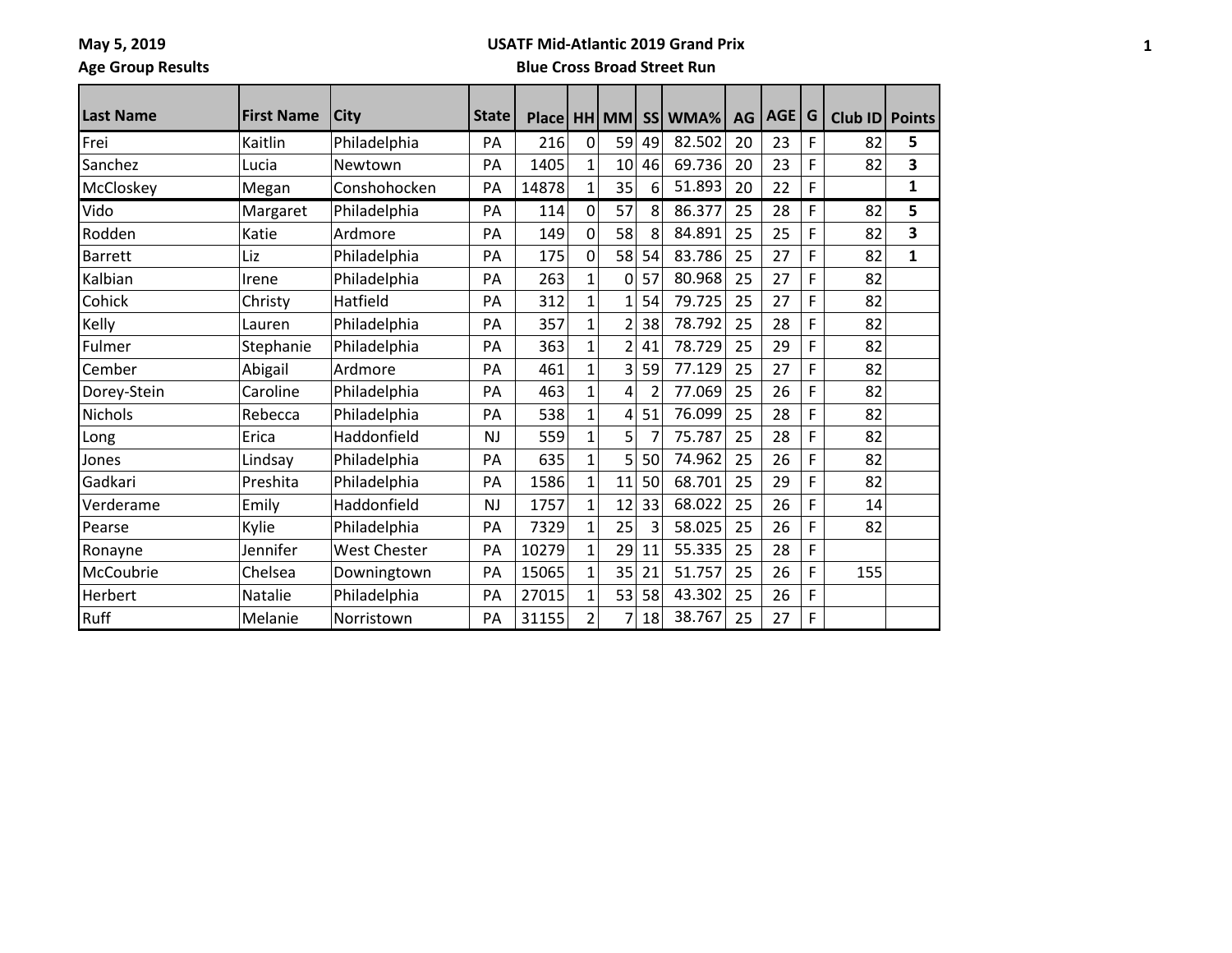May 5, 2019

Age Group Results

**USATF Mid-Atlantic 2019 Grand Prix**

**Blue Cross Broad Street Run**

| Last Name | First Name | City | State | Place | HH | MM | SS | WMA% | AG | AGE | G | Club ID | Points |
|---|---|---|---|---|---|---|---|---|---|---|---|---|---|
| Frei | Kaitlin | Philadelphia | PA | 216 | 0 | 59 | 49 | 82.502 | 20 | 23 | F | 82 | 5 |
| Sanchez | Lucia | Newtown | PA | 1405 | 1 | 10 | 46 | 69.736 | 20 | 23 | F | 82 | 3 |
| McCloskey | Megan | Conshohocken | PA | 14878 | 1 | 35 | 6 | 51.893 | 20 | 22 | F | | 1 |
| Vido | Margaret | Philadelphia | PA | 114 | 0 | 57 | 8 | 86.377 | 25 | 28 | F | 82 | 5 |
| Rodden | Katie | Ardmore | PA | 149 | 0 | 58 | 8 | 84.891 | 25 | 25 | F | 82 | 3 |
| Barrett | Liz | Philadelphia | PA | 175 | 0 | 58 | 54 | 83.786 | 25 | 27 | F | 82 | 1 |
| Kalbian | Irene | Philadelphia | PA | 263 | 1 | 0 | 57 | 80.968 | 25 | 27 | F | 82 | |
| Cohick | Christy | Hatfield | PA | 312 | 1 | 1 | 54 | 79.725 | 25 | 27 | F | 82 | |
| Kelly | Lauren | Philadelphia | PA | 357 | 1 | 2 | 38 | 78.792 | 25 | 28 | F | 82 | |
| Fulmer | Stephanie | Philadelphia | PA | 363 | 1 | 2 | 41 | 78.729 | 25 | 29 | F | 82 | |
| Cember | Abigail | Ardmore | PA | 461 | 1 | 3 | 59 | 77.129 | 25 | 27 | F | 82 | |
| Dorey-Stein | Caroline | Philadelphia | PA | 463 | 1 | 4 | 2 | 77.069 | 25 | 26 | F | 82 | |
| Nichols | Rebecca | Philadelphia | PA | 538 | 1 | 4 | 51 | 76.099 | 25 | 28 | F | 82 | |
| Long | Erica | Haddonfield | NJ | 559 | 1 | 5 | 7 | 75.787 | 25 | 28 | F | 82 | |
| Jones | Lindsay | Philadelphia | PA | 635 | 1 | 5 | 50 | 74.962 | 25 | 26 | F | 82 | |
| Gadkari | Preshita | Philadelphia | PA | 1586 | 1 | 11 | 50 | 68.701 | 25 | 29 | F | 82 | |
| Verderame | Emily | Haddonfield | NJ | 1757 | 1 | 12 | 33 | 68.022 | 25 | 26 | F | 14 | |
| Pearse | Kylie | Philadelphia | PA | 7329 | 1 | 25 | 3 | 58.025 | 25 | 26 | F | 82 | |
| Ronayne | Jennifer | West Chester | PA | 10279 | 1 | 29 | 11 | 55.335 | 25 | 28 | F | | |
| McCoubrie | Chelsea | Downingtown | PA | 15065 | 1 | 35 | 21 | 51.757 | 25 | 26 | F | 155 | |
| Herbert | Natalie | Philadelphia | PA | 27015 | 1 | 53 | 58 | 43.302 | 25 | 26 | F | | |
| Ruff | Melanie | Norristown | PA | 31155 | 2 | 7 | 18 | 38.767 | 25 | 27 | F | | |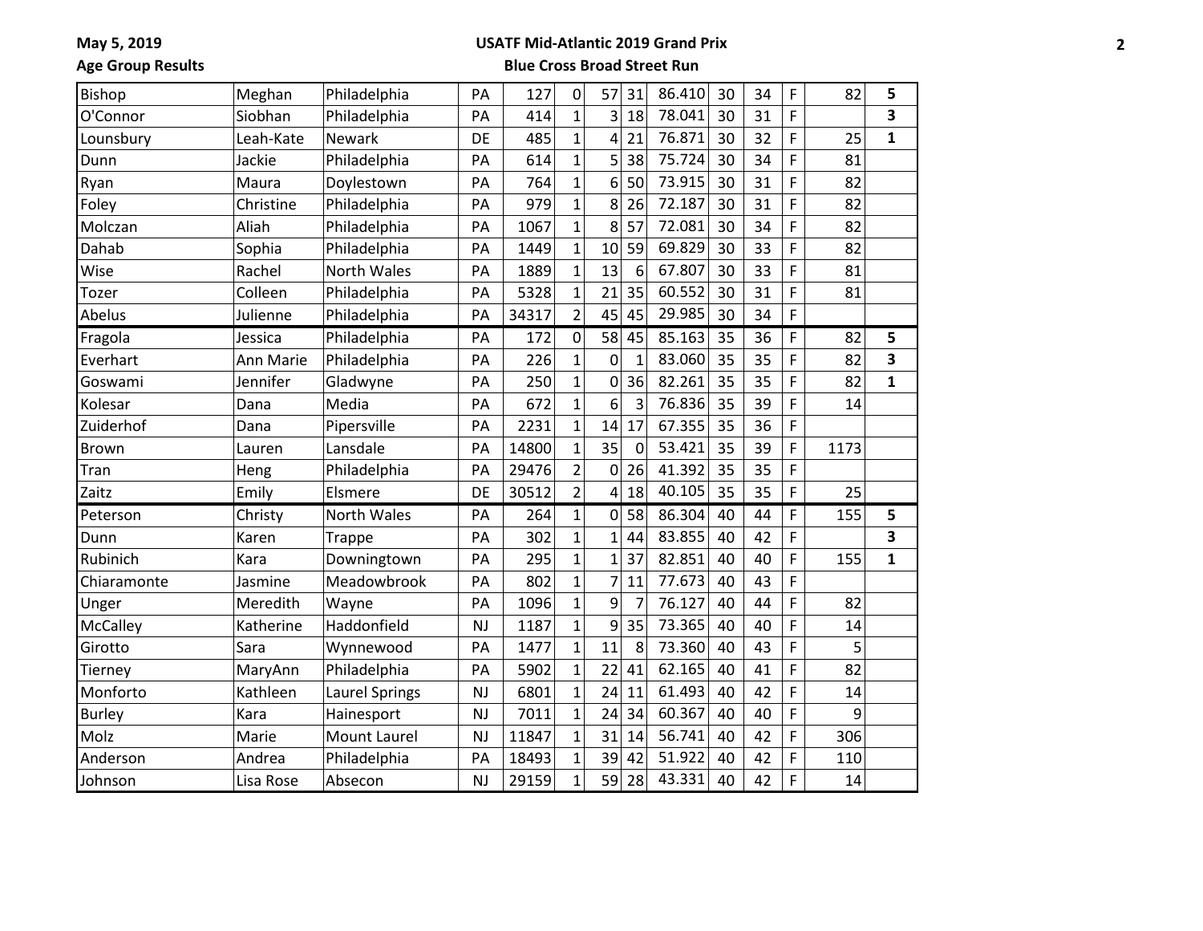May 5, 2019

Age Group Results

**USATF Mid-Atlantic 2019 Grand Prix**

**Blue Cross Broad Street Run**

| | | | | | | | | | | | | | | |
|---|---|---|---|---|---|---|---|---|---|---|---|---|---|---|
| Bishop | Meghan | Philadelphia | PA | 127 | 0 | 57 | 31 | 86.410 | 30 | 34 | F | 82 | **5** |
| O'Connor | Siobhan | Philadelphia | PA | 414 | 1 | 3 | 18 | 78.041 | 30 | 31 | F | | **3** |
| Lounsbury | Leah-Kate | Newark | DE | 485 | 1 | 4 | 21 | 76.871 | 30 | 32 | F | 25 | **1** |
| Dunn | Jackie | Philadelphia | PA | 614 | 1 | 5 | 38 | 75.724 | 30 | 34 | F | 81 | |
| Ryan | Maura | Doylestown | PA | 764 | 1 | 6 | 50 | 73.915 | 30 | 31 | F | 82 | |
| Foley | Christine | Philadelphia | PA | 979 | 1 | 8 | 26 | 72.187 | 30 | 31 | F | 82 | |
| Molczan | Aliah | Philadelphia | PA | 1067 | 1 | 8 | 57 | 72.081 | 30 | 34 | F | 82 | |
| Dahab | Sophia | Philadelphia | PA | 1449 | 1 | 10 | 59 | 69.829 | 30 | 33 | F | 82 | |
| Wise | Rachel | North Wales | PA | 1889 | 1 | 13 | 6 | 67.807 | 30 | 33 | F | 81 | |
| Tozer | Colleen | Philadelphia | PA | 5328 | 1 | 21 | 35 | 60.552 | 30 | 31 | F | 81 | |
| Abelus | Julienne | Philadelphia | PA | 34317 | 2 | 45 | 45 | 29.985 | 30 | 34 | F | | |
| Fragola | Jessica | Philadelphia | PA | 172 | 0 | 58 | 45 | 85.163 | 35 | 36 | F | 82 | **5** |
| Everhart | Ann Marie | Philadelphia | PA | 226 | 1 | 0 | 1 | 83.060 | 35 | 35 | F | 82 | **3** |
| Goswami | Jennifer | Gladwyne | PA | 250 | 1 | 0 | 36 | 82.261 | 35 | 35 | F | 82 | **1** |
| Kolesar | Dana | Media | PA | 672 | 1 | 6 | 3 | 76.836 | 35 | 39 | F | 14 | |
| Zuiderhof | Dana | Pipersville | PA | 2231 | 1 | 14 | 17 | 67.355 | 35 | 36 | F | | |
| Brown | Lauren | Lansdale | PA | 14800 | 1 | 35 | 0 | 53.421 | 35 | 39 | F | 1173 | |
| Tran | Heng | Philadelphia | PA | 29476 | 2 | 0 | 26 | 41.392 | 35 | 35 | F | | |
| Zaitz | Emily | Elsmere | DE | 30512 | 2 | 4 | 18 | 40.105 | 35 | 35 | F | 25 | |
| Peterson | Christy | North Wales | PA | 264 | 1 | 0 | 58 | 86.304 | 40 | 44 | F | 155 | **5** |
| Dunn | Karen | Trappe | PA | 302 | 1 | 1 | 44 | 83.855 | 40 | 42 | F | | **3** |
| Rubinich | Kara | Downingtown | PA | 295 | 1 | 1 | 37 | 82.851 | 40 | 40 | F | 155 | **1** |
| Chiaramonte | Jasmine | Meadowbrook | PA | 802 | 1 | 7 | 11 | 77.673 | 40 | 43 | F | | |
| Unger | Meredith | Wayne | PA | 1096 | 1 | 9 | 7 | 76.127 | 40 | 44 | F | 82 | |
| McCalley | Katherine | Haddonfield | NJ | 1187 | 1 | 9 | 35 | 73.365 | 40 | 40 | F | 14 | |
| Girotto | Sara | Wynnewood | PA | 1477 | 1 | 11 | 8 | 73.360 | 40 | 43 | F | 5 | |
| Tierney | MaryAnn | Philadelphia | PA | 5902 | 1 | 22 | 41 | 62.165 | 40 | 41 | F | 82 | |
| Monforto | Kathleen | Laurel Springs | NJ | 6801 | 1 | 24 | 11 | 61.493 | 40 | 42 | F | 14 | |
| Burley | Kara | Hainesport | NJ | 7011 | 1 | 24 | 34 | 60.367 | 40 | 40 | F | 9 | |
| Molz | Marie | Mount Laurel | NJ | 11847 | 1 | 31 | 14 | 56.741 | 40 | 42 | F | 306 | |
| Anderson | Andrea | Philadelphia | PA | 18493 | 1 | 39 | 42 | 51.922 | 40 | 42 | F | 110 | |
| Johnson | Lisa Rose | Absecon | NJ | 29159 | 1 | 59 | 28 | 43.331 | 40 | 42 | F | 14 | |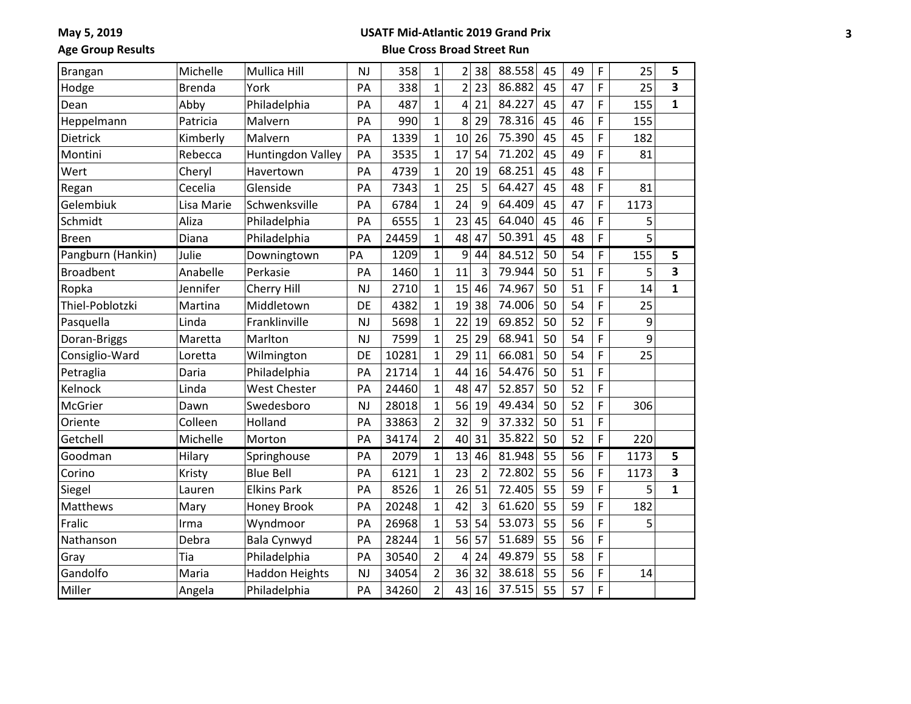May 5, 2019

Age Group Results

**USATF Mid-Atlantic 2019 Grand Prix**

**Blue Cross Broad Street Run**

| | | | | | | | | | | | | | |
|---|---|---|---|---|---|---|---|---|---|---|---|---|---|
| Brangan | Michelle | Mullica Hill | NJ | 358 | 1 | 2 | 38 | 88.558 | 45 | 49 | F | 25 | **5** |
| Hodge | Brenda | York | PA | 338 | 1 | 2 | 23 | 86.882 | 45 | 47 | F | 25 | **3** |
| Dean | Abby | Philadelphia | PA | 487 | 1 | 4 | 21 | 84.227 | 45 | 47 | F | 155 | **1** |
| Heppelmann | Patricia | Malvern | PA | 990 | 1 | 8 | 29 | 78.316 | 45 | 46 | F | 155 | |
| Dietrick | Kimberly | Malvern | PA | 1339 | 1 | 10 | 26 | 75.390 | 45 | 45 | F | 182 | |
| Montini | Rebecca | Huntingdon Valley | PA | 3535 | 1 | 17 | 54 | 71.202 | 45 | 49 | F | 81 | |
| Wert | Cheryl | Havertown | PA | 4739 | 1 | 20 | 19 | 68.251 | 45 | 48 | F | | |
| Regan | Cecelia | Glenside | PA | 7343 | 1 | 25 | 5 | 64.427 | 45 | 48 | F | 81 | |
| Gelembiuk | Lisa Marie | Schwenksville | PA | 6784 | 1 | 24 | 9 | 64.409 | 45 | 47 | F | 1173 | |
| Schmidt | Aliza | Philadelphia | PA | 6555 | 1 | 23 | 45 | 64.040 | 45 | 46 | F | 5 | |
| Breen | Diana | Philadelphia | PA | 24459 | 1 | 48 | 47 | 50.391 | 45 | 48 | F | 5 | |
| Pangburn (Hankin) | Julie | Downingtown | PA | 1209 | 1 | 9 | 44 | 84.512 | 50 | 54 | F | 155 | **5** |
| Broadbent | Anabelle | Perkasie | PA | 1460 | 1 | 11 | 3 | 79.944 | 50 | 51 | F | 5 | **3** |
| Ropka | Jennifer | Cherry Hill | NJ | 2710 | 1 | 15 | 46 | 74.967 | 50 | 51 | F | 14 | **1** |
| Thiel-Poblotzki | Martina | Middletown | DE | 4382 | 1 | 19 | 38 | 74.006 | 50 | 54 | F | 25 | |
| Pasquella | Linda | Franklinville | NJ | 5698 | 1 | 22 | 19 | 69.852 | 50 | 52 | F | 9 | |
| Doran-Briggs | Maretta | Marlton | NJ | 7599 | 1 | 25 | 29 | 68.941 | 50 | 54 | F | 9 | |
| Consiglio-Ward | Loretta | Wilmington | DE | 10281 | 1 | 29 | 11 | 66.081 | 50 | 54 | F | 25 | |
| Petraglia | Daria | Philadelphia | PA | 21714 | 1 | 44 | 16 | 54.476 | 50 | 51 | F | | |
| Kelnock | Linda | West Chester | PA | 24460 | 1 | 48 | 47 | 52.857 | 50 | 52 | F | | |
| McGrier | Dawn | Swedesboro | NJ | 28018 | 1 | 56 | 19 | 49.434 | 50 | 52 | F | 306 | |
| Oriente | Colleen | Holland | PA | 33863 | 2 | 32 | 9 | 37.332 | 50 | 51 | F | | |
| Getchell | Michelle | Morton | PA | 34174 | 2 | 40 | 31 | 35.822 | 50 | 52 | F | 220 | |
| Goodman | Hilary | Springhouse | PA | 2079 | 1 | 13 | 46 | 81.948 | 55 | 56 | F | 1173 | **5** |
| Corino | Kristy | Blue Bell | PA | 6121 | 1 | 23 | 2 | 72.802 | 55 | 56 | F | 1173 | **3** |
| Siegel | Lauren | Elkins Park | PA | 8526 | 1 | 26 | 51 | 72.405 | 55 | 59 | F | 5 | **1** |
| Matthews | Mary | Honey Brook | PA | 20248 | 1 | 42 | 3 | 61.620 | 55 | 59 | F | 182 | |
| Fralic | Irma | Wyndmoor | PA | 26968 | 1 | 53 | 54 | 53.073 | 55 | 56 | F | 5 | |
| Nathanson | Debra | Bala Cynwyd | PA | 28244 | 1 | 56 | 57 | 51.689 | 55 | 56 | F | | |
| Gray | Tia | Philadelphia | PA | 30540 | 2 | 4 | 24 | 49.879 | 55 | 58 | F | | |
| Gandolfo | Maria | Haddon Heights | NJ | 34054 | 2 | 36 | 32 | 38.618 | 55 | 56 | F | 14 | |
| Miller | Angela | Philadelphia | PA | 34260 | 2 | 43 | 16 | 37.515 | 55 | 57 | F | | |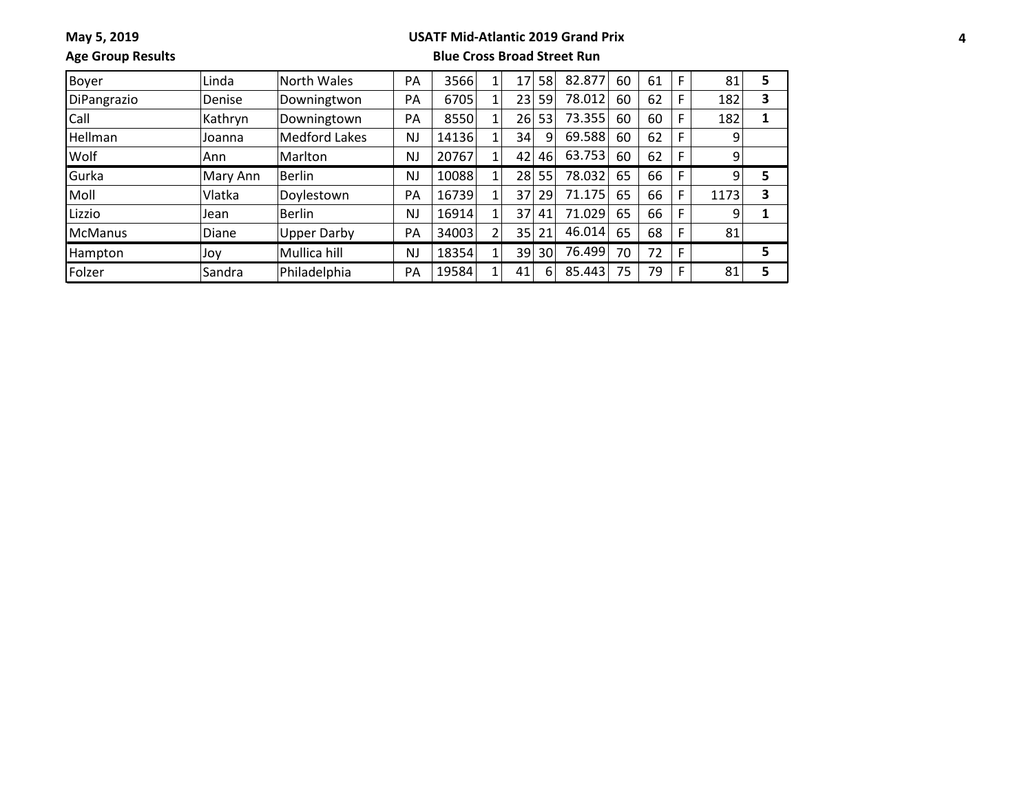May 5, 2019

**Age Group Results**

**USATF Mid-Atlantic 2019 Grand Prix**

**Blue Cross Broad Street Run**

| | | | | | | | | | | | | | |
|---|---|---|---|---|---|---|---|---|---|---|---|---|---|
| Boyer | Linda | North Wales | PA | 3566 | 1 | 17 | 58 | 82.877 | 60 | 61 | F | 81 | **5** |
| DiPangrazio | Denise | Downingtwon | PA | 6705 | 1 | 23 | 59 | 78.012 | 60 | 62 | F | 182 | **3** |
| Call | Kathryn | Downingtown | PA | 8550 | 1 | 26 | 53 | 73.355 | 60 | 60 | F | 182 | **1** |
| Hellman | Joanna | Medford Lakes | NJ | 14136 | 1 | 34 | 9 | 69.588 | 60 | 62 | F | 9 | |
| Wolf | Ann | Marlton | NJ | 20767 | 1 | 42 | 46 | 63.753 | 60 | 62 | F | 9 | |
| Gurka | Mary Ann | Berlin | NJ | 10088 | 1 | 28 | 55 | 78.032 | 65 | 66 | F | 9 | **5** |
| Moll | Vlatka | Doylestown | PA | 16739 | 1 | 37 | 29 | 71.175 | 65 | 66 | F | 1173 | **3** |
| Lizzio | Jean | Berlin | NJ | 16914 | 1 | 37 | 41 | 71.029 | 65 | 66 | F | 9 | **1** |
| McManus | Diane | Upper Darby | PA | 34003 | 2 | 35 | 21 | 46.014 | 65 | 68 | F | 81 | |
| Hampton | Joy | Mullica hill | NJ | 18354 | 1 | 39 | 30 | 76.499 | 70 | 72 | F | | **5** |
| Folzer | Sandra | Philadelphia | PA | 19584 | 1 | 41 | 6 | 85.443 | 75 | 79 | F | 81 | **5** |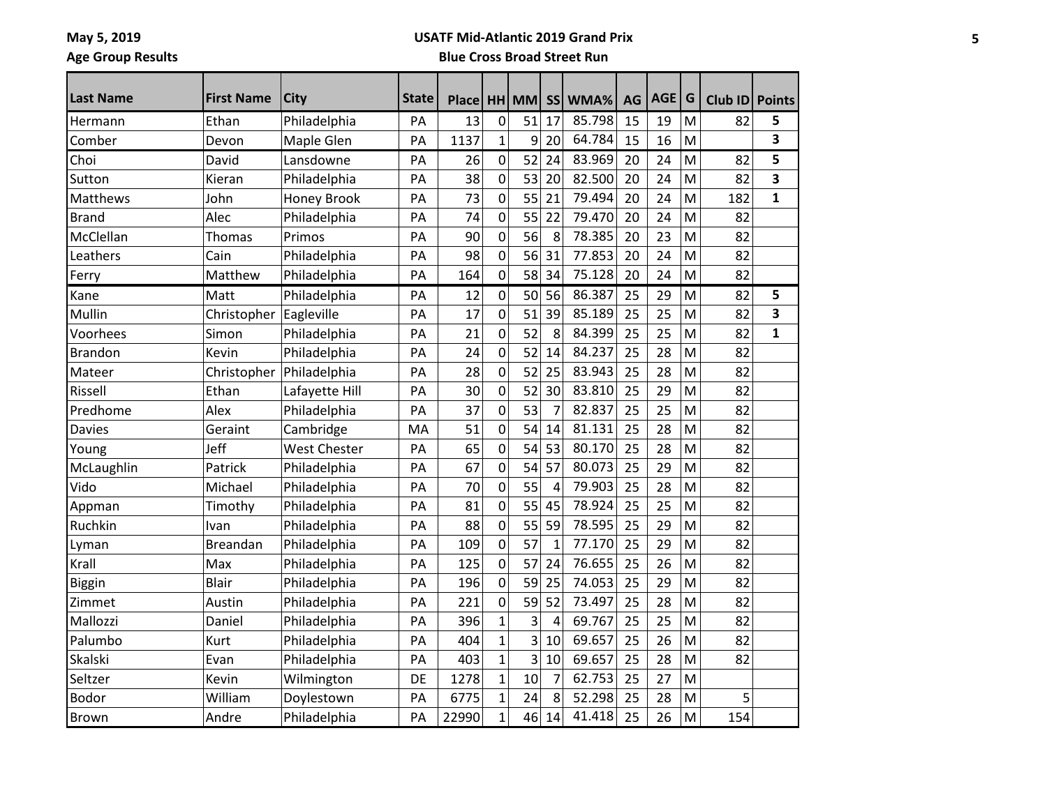**May 5, 2019** | **USATF Mid-Atlantic 2019 Grand Prix**

**Age Group Results** | **Blue Cross Broad Street Run**

| Last Name | First Name | City | State | Place | HH | MM | SS | WMA% | AG | AGE | G | Club ID | Points |
|---|---|---|---|---|---|---|---|---|---|---|---|---|---|
| Hermann | Ethan | Philadelphia | PA | 13 | 0 | 51 | 17 | 85.798 | 15 | 19 | M | 82 | **5** |
| Comber | Devon | Maple Glen | PA | 1137 | 1 | 9 | 20 | 64.784 | 15 | 16 | M | | **3** |
| Choi | David | Lansdowne | PA | 26 | 0 | 52 | 24 | 83.969 | 20 | 24 | M | 82 | **5** |
| Sutton | Kieran | Philadelphia | PA | 38 | 0 | 53 | 20 | 82.500 | 20 | 24 | M | 82 | **3** |
| Matthews | John | Honey Brook | PA | 73 | 0 | 55 | 21 | 79.494 | 20 | 24 | M | 182 | **1** |
| Brand | Alec | Philadelphia | PA | 74 | 0 | 55 | 22 | 79.470 | 20 | 24 | M | 82 | |
| McClellan | Thomas | Primos | PA | 90 | 0 | 56 | 8 | 78.385 | 20 | 23 | M | 82 | |
| Leathers | Cain | Philadelphia | PA | 98 | 0 | 56 | 31 | 77.853 | 20 | 24 | M | 82 | |
| Ferry | Matthew | Philadelphia | PA | 164 | 0 | 58 | 34 | 75.128 | 20 | 24 | M | 82 | |
| Kane | Matt | Philadelphia | PA | 12 | 0 | 50 | 56 | 86.387 | 25 | 29 | M | 82 | **5** |
| Mullin | Christopher | Eagleville | PA | 17 | 0 | 51 | 39 | 85.189 | 25 | 25 | M | 82 | **3** |
| Voorhees | Simon | Philadelphia | PA | 21 | 0 | 52 | 8 | 84.399 | 25 | 25 | M | 82 | **1** |
| Brandon | Kevin | Philadelphia | PA | 24 | 0 | 52 | 14 | 84.237 | 25 | 28 | M | 82 | |
| Mateer | Christopher | Philadelphia | PA | 28 | 0 | 52 | 25 | 83.943 | 25 | 28 | M | 82 | |
| Rissell | Ethan | Lafayette Hill | PA | 30 | 0 | 52 | 30 | 83.810 | 25 | 29 | M | 82 | |
| Predhome | Alex | Philadelphia | PA | 37 | 0 | 53 | 7 | 82.837 | 25 | 25 | M | 82 | |
| Davies | Geraint | Cambridge | MA | 51 | 0 | 54 | 14 | 81.131 | 25 | 28 | M | 82 | |
| Young | Jeff | West Chester | PA | 65 | 0 | 54 | 53 | 80.170 | 25 | 28 | M | 82 | |
| McLaughlin | Patrick | Philadelphia | PA | 67 | 0 | 54 | 57 | 80.073 | 25 | 29 | M | 82 | |
| Vido | Michael | Philadelphia | PA | 70 | 0 | 55 | 4 | 79.903 | 25 | 28 | M | 82 | |
| Appman | Timothy | Philadelphia | PA | 81 | 0 | 55 | 45 | 78.924 | 25 | 25 | M | 82 | |
| Ruchkin | Ivan | Philadelphia | PA | 88 | 0 | 55 | 59 | 78.595 | 25 | 29 | M | 82 | |
| Lyman | Breandan | Philadelphia | PA | 109 | 0 | 57 | 1 | 77.170 | 25 | 29 | M | 82 | |
| Krall | Max | Philadelphia | PA | 125 | 0 | 57 | 24 | 76.655 | 25 | 26 | M | 82 | |
| Biggin | Blair | Philadelphia | PA | 196 | 0 | 59 | 25 | 74.053 | 25 | 29 | M | 82 | |
| Zimmet | Austin | Philadelphia | PA | 221 | 0 | 59 | 52 | 73.497 | 25 | 28 | M | 82 | |
| Mallozzi | Daniel | Philadelphia | PA | 396 | 1 | 3 | 4 | 69.767 | 25 | 25 | M | 82 | |
| Palumbo | Kurt | Philadelphia | PA | 404 | 1 | 3 | 10 | 69.657 | 25 | 26 | M | 82 | |
| Skalski | Evan | Philadelphia | PA | 403 | 1 | 3 | 10 | 69.657 | 25 | 28 | M | 82 | |
| Seltzer | Kevin | Wilmington | DE | 1278 | 1 | 10 | 7 | 62.753 | 25 | 27 | M | | |
| Bodor | William | Doylestown | PA | 6775 | 1 | 24 | 8 | 52.298 | 25 | 28 | M | 5 | |
| Brown | Andre | Philadelphia | PA | 22990 | 1 | 46 | 14 | 41.418 | 25 | 26 | M | 154 | |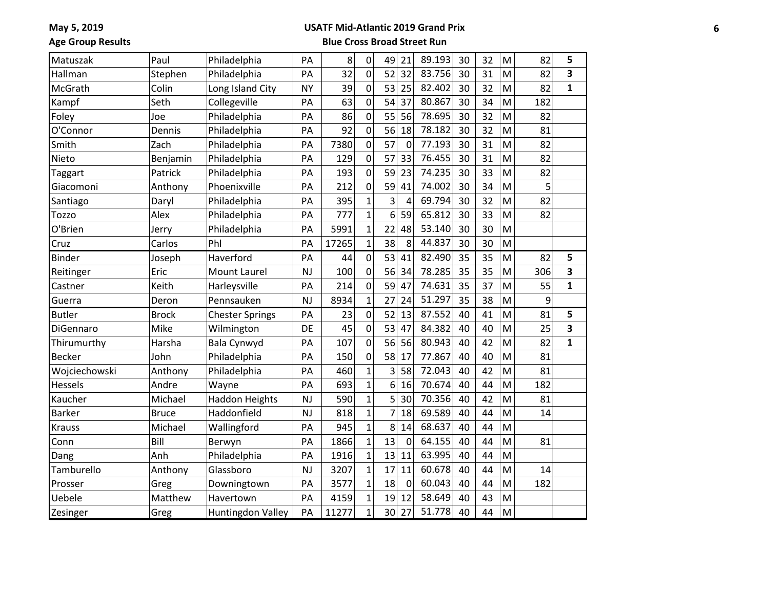| | | | | | | | | | | | | | |
|---|---|---|---|---|---|---|---|---|---|---|---|---|---|
| Matuszak | Paul | Philadelphia | PA | 8 | 0 | 49 | 21 | 89.193 | 30 | 32 | M | 82 | **5** |
| Hallman | Stephen | Philadelphia | PA | 32 | 0 | 52 | 32 | 83.756 | 30 | 31 | M | 82 | **3** |
| McGrath | Colin | Long Island City | NY | 39 | 0 | 53 | 25 | 82.402 | 30 | 32 | M | 82 | **1** |
| Kampf | Seth | Collegeville | PA | 63 | 0 | 54 | 37 | 80.867 | 30 | 34 | M | 182 | |
| Foley | Joe | Philadelphia | PA | 86 | 0 | 55 | 56 | 78.695 | 30 | 32 | M | 82 | |
| O'Connor | Dennis | Philadelphia | PA | 92 | 0 | 56 | 18 | 78.182 | 30 | 32 | M | 81 | |
| Smith | Zach | Philadelphia | PA | 7380 | 0 | 57 | 0 | 77.193 | 30 | 31 | M | 82 | |
| Nieto | Benjamin | Philadelphia | PA | 129 | 0 | 57 | 33 | 76.455 | 30 | 31 | M | 82 | |
| Taggart | Patrick | Philadelphia | PA | 193 | 0 | 59 | 23 | 74.235 | 30 | 33 | M | 82 | |
| Giacomoni | Anthony | Phoenixville | PA | 212 | 0 | 59 | 41 | 74.002 | 30 | 34 | M | 5 | |
| Santiago | Daryl | Philadelphia | PA | 395 | 1 | 3 | 4 | 69.794 | 30 | 32 | M | 82 | |
| Tozzo | Alex | Philadelphia | PA | 777 | 1 | 6 | 59 | 65.812 | 30 | 33 | M | 82 | |
| O'Brien | Jerry | Philadelphia | PA | 5991 | 1 | 22 | 48 | 53.140 | 30 | 30 | M | | |
| Cruz | Carlos | Phl | PA | 17265 | 1 | 38 | 8 | 44.837 | 30 | 30 | M | | |
| Binder | Joseph | Haverford | PA | 44 | 0 | 53 | 41 | 82.490 | 35 | 35 | M | 82 | **5** |
| Reitinger | Eric | Mount Laurel | NJ | 100 | 0 | 56 | 34 | 78.285 | 35 | 35 | M | 306 | **3** |
| Castner | Keith | Harleysville | PA | 214 | 0 | 59 | 47 | 74.631 | 35 | 37 | M | 55 | **1** |
| Guerra | Deron | Pennsauken | NJ | 8934 | 1 | 27 | 24 | 51.297 | 35 | 38 | M | 9 | |
| Butler | Brock | Chester Springs | PA | 23 | 0 | 52 | 13 | 87.552 | 40 | 41 | M | 81 | **5** |
| DiGennaro | Mike | Wilmington | DE | 45 | 0 | 53 | 47 | 84.382 | 40 | 40 | M | 25 | **3** |
| Thirumurthy | Harsha | Bala Cynwyd | PA | 107 | 0 | 56 | 56 | 80.943 | 40 | 42 | M | 82 | **1** |
| Becker | John | Philadelphia | PA | 150 | 0 | 58 | 17 | 77.867 | 40 | 40 | M | 81 | |
| Wojciechowski | Anthony | Philadelphia | PA | 460 | 1 | 3 | 58 | 72.043 | 40 | 42 | M | 81 | |
| Hessels | Andre | Wayne | PA | 693 | 1 | 6 | 16 | 70.674 | 40 | 44 | M | 182 | |
| Kaucher | Michael | Haddon Heights | NJ | 590 | 1 | 5 | 30 | 70.356 | 40 | 42 | M | 81 | |
| Barker | Bruce | Haddonfield | NJ | 818 | 1 | 7 | 18 | 69.589 | 40 | 44 | M | 14 | |
| Krauss | Michael | Wallingford | PA | 945 | 1 | 8 | 14 | 68.637 | 40 | 44 | M | | |
| Conn | Bill | Berwyn | PA | 1866 | 1 | 13 | 0 | 64.155 | 40 | 44 | M | 81 | |
| Dang | Anh | Philadelphia | PA | 1916 | 1 | 13 | 11 | 63.995 | 40 | 44 | M | | |
| Tamburello | Anthony | Glassboro | NJ | 3207 | 1 | 17 | 11 | 60.678 | 40 | 44 | M | 14 | |
| Prosser | Greg | Downingtown | PA | 3577 | 1 | 18 | 0 | 60.043 | 40 | 44 | M | 182 | |
| Uebele | Matthew | Havertown | PA | 4159 | 1 | 19 | 12 | 58.649 | 40 | 43 | M | | |
| Zesinger | Greg | Huntingdon Valley | PA | 11277 | 1 | 30 | 27 | 51.778 | 40 | 44 | M | | |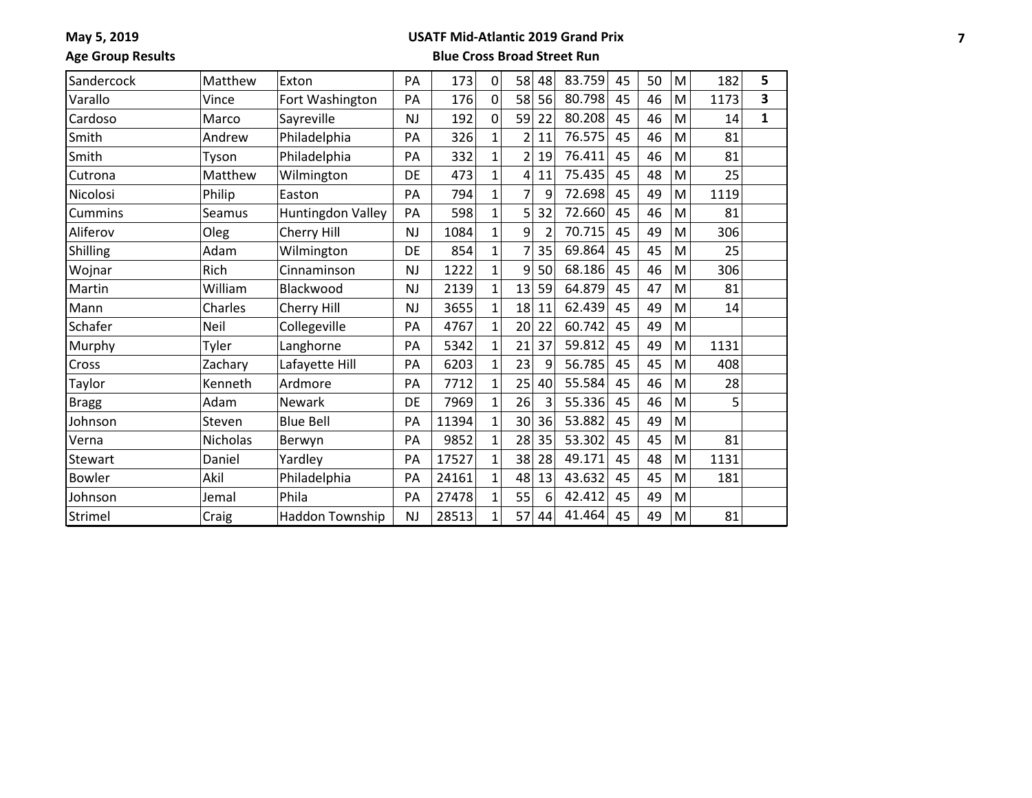| Sandercock | Matthew | Exton | PA | 173 | 0 | 58 | 48 | 83.759 | 45 | 50 | M | 182 | **5** |
|---|---|---|---|---|---|---|---|---|---|---|---|---|---|
| Varallo | Vince | Fort Washington | PA | 176 | 0 | 58 | 56 | 80.798 | 45 | 46 | M | 1173 | **3** |
| Cardoso | Marco | Sayreville | NJ | 192 | 0 | 59 | 22 | 80.208 | 45 | 46 | M | 14 | **1** |
| Smith | Andrew | Philadelphia | PA | 326 | 1 | 2 | 11 | 76.575 | 45 | 46 | M | 81 | |
| Smith | Tyson | Philadelphia | PA | 332 | 1 | 2 | 19 | 76.411 | 45 | 46 | M | 81 | |
| Cutrona | Matthew | Wilmington | DE | 473 | 1 | 4 | 11 | 75.435 | 45 | 48 | M | 25 | |
| Nicolosi | Philip | Easton | PA | 794 | 1 | 7 | 9 | 72.698 | 45 | 49 | M | 1119 | |
| Cummins | Seamus | Huntingdon Valley | PA | 598 | 1 | 5 | 32 | 72.660 | 45 | 46 | M | 81 | |
| Aliferov | Oleg | Cherry Hill | NJ | 1084 | 1 | 9 | 2 | 70.715 | 45 | 49 | M | 306 | |
| Shilling | Adam | Wilmington | DE | 854 | 1 | 7 | 35 | 69.864 | 45 | 45 | M | 25 | |
| Wojnar | Rich | Cinnaminson | NJ | 1222 | 1 | 9 | 50 | 68.186 | 45 | 46 | M | 306 | |
| Martin | William | Blackwood | NJ | 2139 | 1 | 13 | 59 | 64.879 | 45 | 47 | M | 81 | |
| Mann | Charles | Cherry Hill | NJ | 3655 | 1 | 18 | 11 | 62.439 | 45 | 49 | M | 14 | |
| Schafer | Neil | Collegeville | PA | 4767 | 1 | 20 | 22 | 60.742 | 45 | 49 | M | | |
| Murphy | Tyler | Langhorne | PA | 5342 | 1 | 21 | 37 | 59.812 | 45 | 49 | M | 1131 | |
| Cross | Zachary | Lafayette Hill | PA | 6203 | 1 | 23 | 9 | 56.785 | 45 | 45 | M | 408 | |
| Taylor | Kenneth | Ardmore | PA | 7712 | 1 | 25 | 40 | 55.584 | 45 | 46 | M | 28 | |
| Bragg | Adam | Newark | DE | 7969 | 1 | 26 | 3 | 55.336 | 45 | 46 | M | 5 | |
| Johnson | Steven | Blue Bell | PA | 11394 | 1 | 30 | 36 | 53.882 | 45 | 49 | M | | |
| Verna | Nicholas | Berwyn | PA | 9852 | 1 | 28 | 35 | 53.302 | 45 | 45 | M | 81 | |
| Stewart | Daniel | Yardley | PA | 17527 | 1 | 38 | 28 | 49.171 | 45 | 48 | M | 1131 | |
| Bowler | Akil | Philadelphia | PA | 24161 | 1 | 48 | 13 | 43.632 | 45 | 45 | M | 181 | |
| Johnson | Jemal | Phila | PA | 27478 | 1 | 55 | 6 | 42.412 | 45 | 49 | M | | |
| Strimel | Craig | Haddon Township | NJ | 28513 | 1 | 57 | 44 | 41.464 | 45 | 49 | M | 81 | |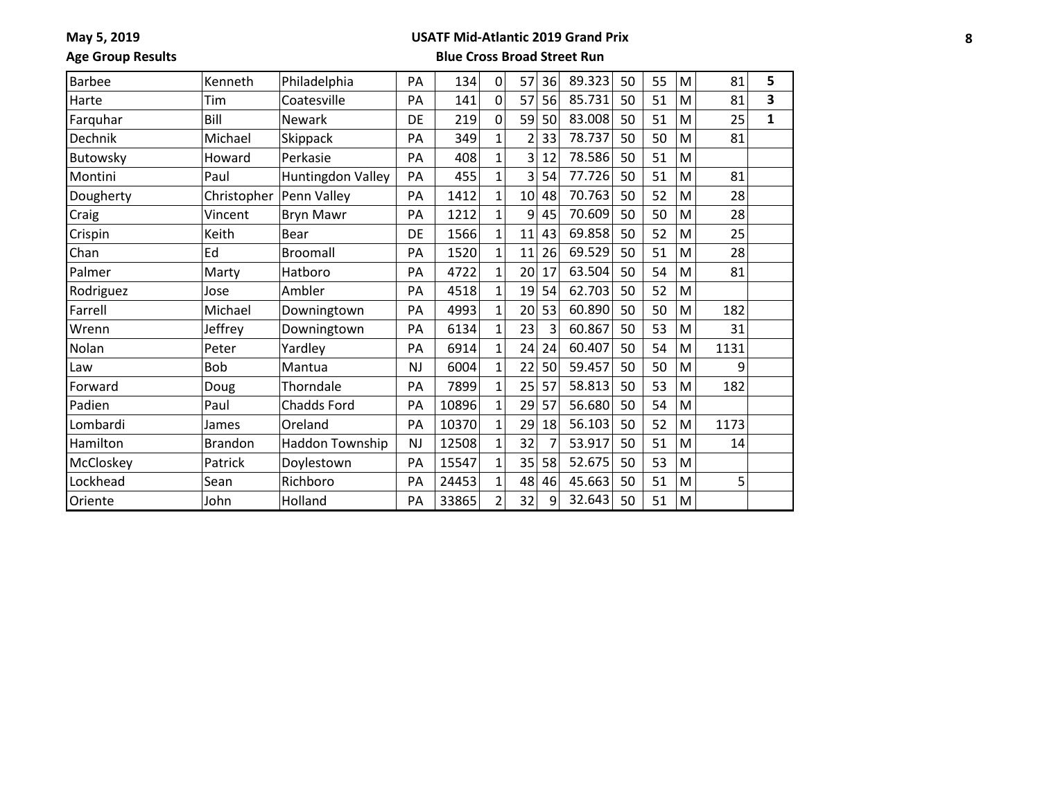**May 5, 2019** **USATF Mid-Atlantic 2019 Grand Prix**

**Age Group Results** **Blue Cross Broad Street Run**

| | | | | | | | | | | | | | |
|---|---|---|---|---|---|---|---|---|---|---|---|---|---|
| Barbee | Kenneth | Philadelphia | PA | 134 | 0 | 57 | 36 | 89.323 | 50 | 55 | M | 81 | **5** |
| Harte | Tim | Coatesville | PA | 141 | 0 | 57 | 56 | 85.731 | 50 | 51 | M | 81 | **3** |
| Farquhar | Bill | Newark | DE | 219 | 0 | 59 | 50 | 83.008 | 50 | 51 | M | 25 | **1** |
| Dechnik | Michael | Skippack | PA | 349 | 1 | 2 | 33 | 78.737 | 50 | 50 | M | 81 | |
| Butowsky | Howard | Perkasie | PA | 408 | 1 | 3 | 12 | 78.586 | 50 | 51 | M | | |
| Montini | Paul | Huntingdon Valley | PA | 455 | 1 | 3 | 54 | 77.726 | 50 | 51 | M | 81 | |
| Dougherty | Christopher | Penn Valley | PA | 1412 | 1 | 10 | 48 | 70.763 | 50 | 52 | M | 28 | |
| Craig | Vincent | Bryn Mawr | PA | 1212 | 1 | 9 | 45 | 70.609 | 50 | 50 | M | 28 | |
| Crispin | Keith | Bear | DE | 1566 | 1 | 11 | 43 | 69.858 | 50 | 52 | M | 25 | |
| Chan | Ed | Broomall | PA | 1520 | 1 | 11 | 26 | 69.529 | 50 | 51 | M | 28 | |
| Palmer | Marty | Hatboro | PA | 4722 | 1 | 20 | 17 | 63.504 | 50 | 54 | M | 81 | |
| Rodriguez | Jose | Ambler | PA | 4518 | 1 | 19 | 54 | 62.703 | 50 | 52 | M | | |
| Farrell | Michael | Downingtown | PA | 4993 | 1 | 20 | 53 | 60.890 | 50 | 50 | M | 182 | |
| Wrenn | Jeffrey | Downingtown | PA | 6134 | 1 | 23 | 3 | 60.867 | 50 | 53 | M | 31 | |
| Nolan | Peter | Yardley | PA | 6914 | 1 | 24 | 24 | 60.407 | 50 | 54 | M | 1131 | |
| Law | Bob | Mantua | NJ | 6004 | 1 | 22 | 50 | 59.457 | 50 | 50 | M | 9 | |
| Forward | Doug | Thorndale | PA | 7899 | 1 | 25 | 57 | 58.813 | 50 | 53 | M | 182 | |
| Padien | Paul | Chadds Ford | PA | 10896 | 1 | 29 | 57 | 56.680 | 50 | 54 | M | | |
| Lombardi | James | Oreland | PA | 10370 | 1 | 29 | 18 | 56.103 | 50 | 52 | M | 1173 | |
| Hamilton | Brandon | Haddon Township | NJ | 12508 | 1 | 32 | 7 | 53.917 | 50 | 51 | M | 14 | |
| McCloskey | Patrick | Doylestown | PA | 15547 | 1 | 35 | 58 | 52.675 | 50 | 53 | M | | |
| Lockhead | Sean | Richboro | PA | 24453 | 1 | 48 | 46 | 45.663 | 50 | 51 | M | 5 | |
| Oriente | John | Holland | PA | 33865 | 2 | 32 | 9 | 32.643 | 50 | 51 | M | | |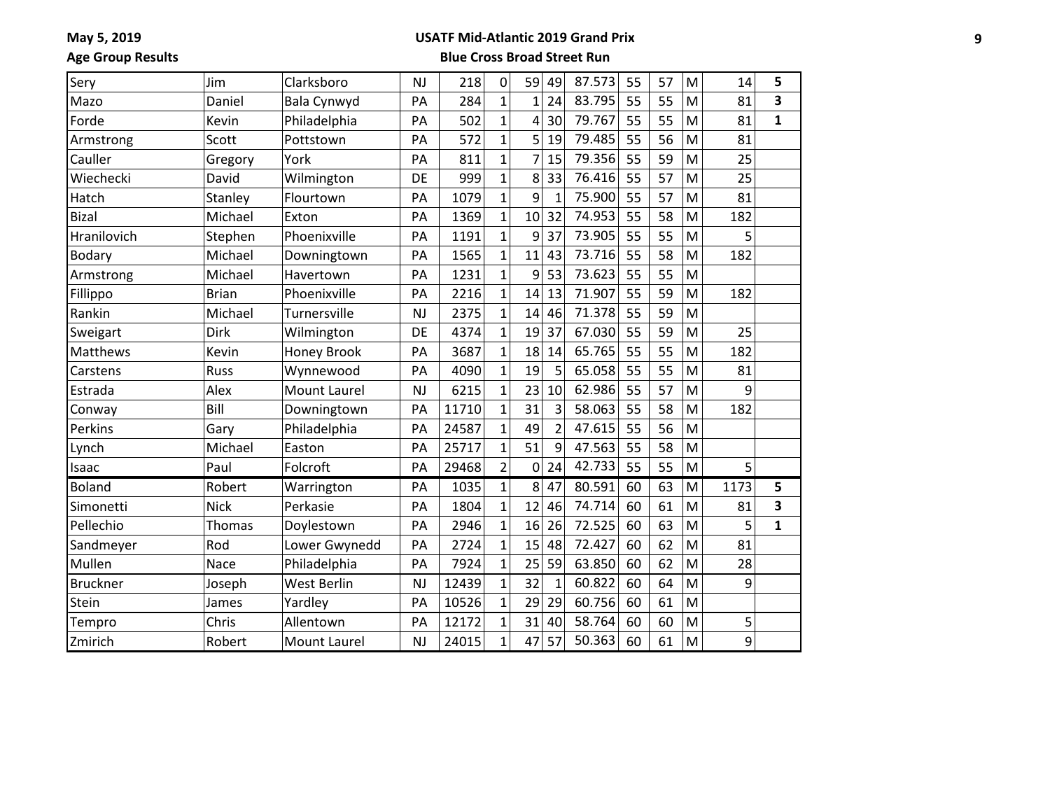May 5, 2019

Age Group Results

**USATF Mid-Atlantic 2019 Grand Prix**

**Blue Cross Broad Street Run**

| | | | | | | | | | | | | | |
|---|---|---|---|---|---|---|---|---|---|---|---|---|---|
| Sery | Jim | Clarksboro | NJ | 218 | 0 | 59 | 49 | 87.573 | 55 | 57 | M | 14 | **5** |
| Mazo | Daniel | Bala Cynwyd | PA | 284 | 1 | 1 | 24 | 83.795 | 55 | 55 | M | 81 | **3** |
| Forde | Kevin | Philadelphia | PA | 502 | 1 | 4 | 30 | 79.767 | 55 | 55 | M | 81 | **1** |
| Armstrong | Scott | Pottstown | PA | 572 | 1 | 5 | 19 | 79.485 | 55 | 56 | M | 81 | |
| Cauller | Gregory | York | PA | 811 | 1 | 7 | 15 | 79.356 | 55 | 59 | M | 25 | |
| Wiechecki | David | Wilmington | DE | 999 | 1 | 8 | 33 | 76.416 | 55 | 57 | M | 25 | |
| Hatch | Stanley | Flourtown | PA | 1079 | 1 | 9 | 1 | 75.900 | 55 | 57 | M | 81 | |
| Bizal | Michael | Exton | PA | 1369 | 1 | 10 | 32 | 74.953 | 55 | 58 | M | 182 | |
| Hranilovich | Stephen | Phoenixville | PA | 1191 | 1 | 9 | 37 | 73.905 | 55 | 55 | M | 5 | |
| Bodary | Michael | Downingtown | PA | 1565 | 1 | 11 | 43 | 73.716 | 55 | 58 | M | 182 | |
| Armstrong | Michael | Havertown | PA | 1231 | 1 | 9 | 53 | 73.623 | 55 | 55 | M | | |
| Fillippo | Brian | Phoenixville | PA | 2216 | 1 | 14 | 13 | 71.907 | 55 | 59 | M | 182 | |
| Rankin | Michael | Turnersville | NJ | 2375 | 1 | 14 | 46 | 71.378 | 55 | 59 | M | | |
| Sweigart | Dirk | Wilmington | DE | 4374 | 1 | 19 | 37 | 67.030 | 55 | 59 | M | 25 | |
| Matthews | Kevin | Honey Brook | PA | 3687 | 1 | 18 | 14 | 65.765 | 55 | 55 | M | 182 | |
| Carstens | Russ | Wynnewood | PA | 4090 | 1 | 19 | 5 | 65.058 | 55 | 55 | M | 81 | |
| Estrada | Alex | Mount Laurel | NJ | 6215 | 1 | 23 | 10 | 62.986 | 55 | 57 | M | 9 | |
| Conway | Bill | Downingtown | PA | 11710 | 1 | 31 | 3 | 58.063 | 55 | 58 | M | 182 | |
| Perkins | Gary | Philadelphia | PA | 24587 | 1 | 49 | 2 | 47.615 | 55 | 56 | M | | |
| Lynch | Michael | Easton | PA | 25717 | 1 | 51 | 9 | 47.563 | 55 | 58 | M | | |
| Isaac | Paul | Folcroft | PA | 29468 | 2 | 0 | 24 | 42.733 | 55 | 55 | M | 5 | |
| Boland | Robert | Warrington | PA | 1035 | 1 | 8 | 47 | 80.591 | 60 | 63 | M | 1173 | **5** |
| Simonetti | Nick | Perkasie | PA | 1804 | 1 | 12 | 46 | 74.714 | 60 | 61 | M | 81 | **3** |
| Pellechio | Thomas | Doylestown | PA | 2946 | 1 | 16 | 26 | 72.525 | 60 | 63 | M | 5 | **1** |
| Sandmeyer | Rod | Lower Gwynedd | PA | 2724 | 1 | 15 | 48 | 72.427 | 60 | 62 | M | 81 | |
| Mullen | Nace | Philadelphia | PA | 7924 | 1 | 25 | 59 | 63.850 | 60 | 62 | M | 28 | |
| Bruckner | Joseph | West Berlin | NJ | 12439 | 1 | 32 | 1 | 60.822 | 60 | 64 | M | 9 | |
| Stein | James | Yardley | PA | 10526 | 1 | 29 | 29 | 60.756 | 60 | 61 | M | | |
| Tempro | Chris | Allentown | PA | 12172 | 1 | 31 | 40 | 58.764 | 60 | 60 | M | 5 | |
| Zmirich | Robert | Mount Laurel | NJ | 24015 | 1 | 47 | 57 | 50.363 | 60 | 61 | M | 9 | |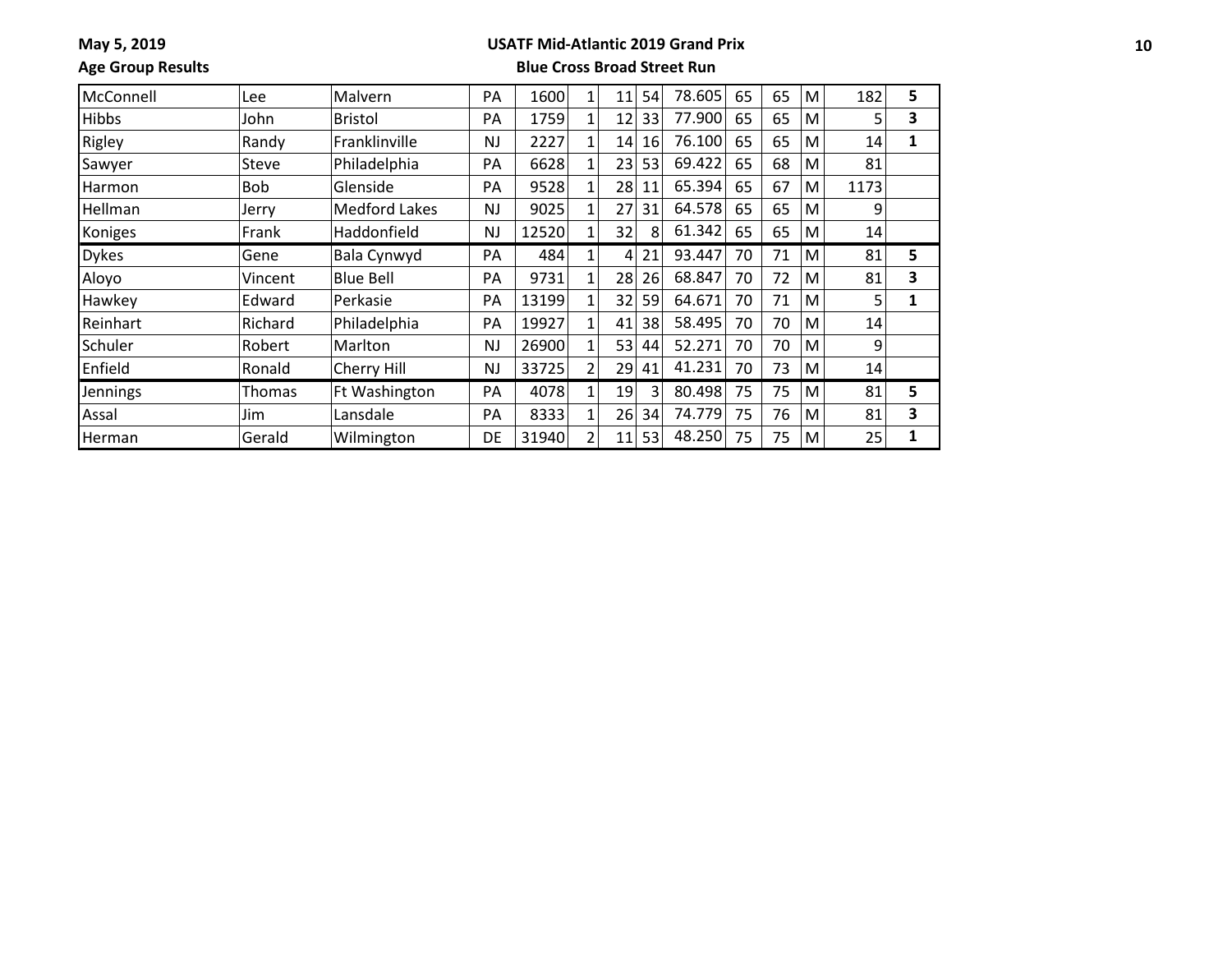May 5, 2019
**Age Group Results**

**USATF Mid-Atlantic 2019 Grand Prix**
**Blue Cross Broad Street Run**

| | | | | | | | | | | | | | |
|---|---|---|---|---|---|---|---|---|---|---|---|---|---|
| McConnell | Lee | Malvern | PA | 1600 | 1 | 11 | 54 | 78.605 | 65 | 65 | M | 182 | **5** |
| Hibbs | John | Bristol | PA | 1759 | 1 | 12 | 33 | 77.900 | 65 | 65 | M | 5 | **3** |
| Rigley | Randy | Franklinville | NJ | 2227 | 1 | 14 | 16 | 76.100 | 65 | 65 | M | 14 | **1** |
| Sawyer | Steve | Philadelphia | PA | 6628 | 1 | 23 | 53 | 69.422 | 65 | 68 | M | 81 | |
| Harmon | Bob | Glenside | PA | 9528 | 1 | 28 | 11 | 65.394 | 65 | 67 | M | 1173 | |
| Hellman | Jerry | Medford Lakes | NJ | 9025 | 1 | 27 | 31 | 64.578 | 65 | 65 | M | 9 | |
| Koniges | Frank | Haddonfield | NJ | 12520 | 1 | 32 | 8 | 61.342 | 65 | 65 | M | 14 | |
| Dykes | Gene | Bala Cynwyd | PA | 484 | 1 | 4 | 21 | 93.447 | 70 | 71 | M | 81 | **5** |
| Aloyo | Vincent | Blue Bell | PA | 9731 | 1 | 28 | 26 | 68.847 | 70 | 72 | M | 81 | **3** |
| Hawkey | Edward | Perkasie | PA | 13199 | 1 | 32 | 59 | 64.671 | 70 | 71 | M | 5 | **1** |
| Reinhart | Richard | Philadelphia | PA | 19927 | 1 | 41 | 38 | 58.495 | 70 | 70 | M | 14 | |
| Schuler | Robert | Marlton | NJ | 26900 | 1 | 53 | 44 | 52.271 | 70 | 70 | M | 9 | |
| Enfield | Ronald | Cherry Hill | NJ | 33725 | 2 | 29 | 41 | 41.231 | 70 | 73 | M | 14 | |
| Jennings | Thomas | Ft Washington | PA | 4078 | 1 | 19 | 3 | 80.498 | 75 | 75 | M | 81 | **5** |
| Assal | Jim | Lansdale | PA | 8333 | 1 | 26 | 34 | 74.779 | 75 | 76 | M | 81 | **3** |
| Herman | Gerald | Wilmington | DE | 31940 | 2 | 11 | 53 | 48.250 | 75 | 75 | M | 25 | **1** |